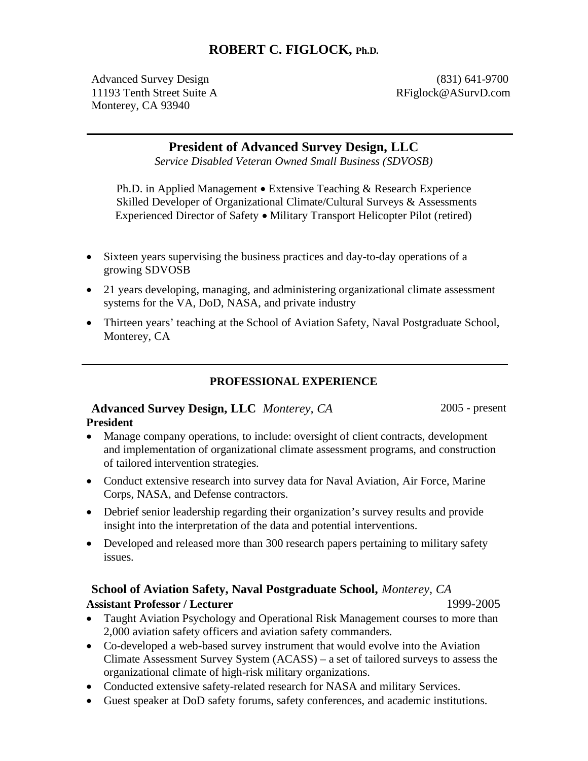# ROBERT C. FIGLOCK, Ph.D.

Advanced Survey Design
11193 Tenth Street Suite A
Monterey, CA 93940

(831) 641-9700
RFiglock@ASurvD.com

---

## President of Advanced Survey Design, LLC

*Service Disabled Veteran Owned Small Business (SDVOSB)*

Ph.D. in Applied Management • Extensive Teaching & Research Experience
Skilled Developer of Organizational Climate/Cultural Surveys & Assessments
Experienced Director of Safety • Military Transport Helicopter Pilot (retired)

- Sixteen years supervising the business practices and day-to-day operations of a growing SDVOSB
- 21 years developing, managing, and administering organizational climate assessment systems for the VA, DoD, NASA, and private industry
- Thirteen years' teaching at the School of Aviation Safety, Naval Postgraduate School, Monterey, CA

---

## PROFESSIONAL EXPERIENCE

### Advanced Survey Design, LLC *Monterey, CA* — 2005 - present

**President**

- Manage company operations, to include: oversight of client contracts, development and implementation of organizational climate assessment programs, and construction of tailored intervention strategies.
- Conduct extensive research into survey data for Naval Aviation, Air Force, Marine Corps, NASA, and Defense contractors.
- Debrief senior leadership regarding their organization's survey results and provide insight into the interpretation of the data and potential interventions.
- Developed and released more than 300 research papers pertaining to military safety issues.

### School of Aviation Safety, Naval Postgraduate School, *Monterey, CA*

**Assistant Professor / Lecturer** — 1999-2005

- Taught Aviation Psychology and Operational Risk Management courses to more than 2,000 aviation safety officers and aviation safety commanders.
- Co-developed a web-based survey instrument that would evolve into the Aviation Climate Assessment Survey System (ACASS) – a set of tailored surveys to assess the organizational climate of high-risk military organizations.
- Conducted extensive safety-related research for NASA and military Services.
- Guest speaker at DoD safety forums, safety conferences, and academic institutions.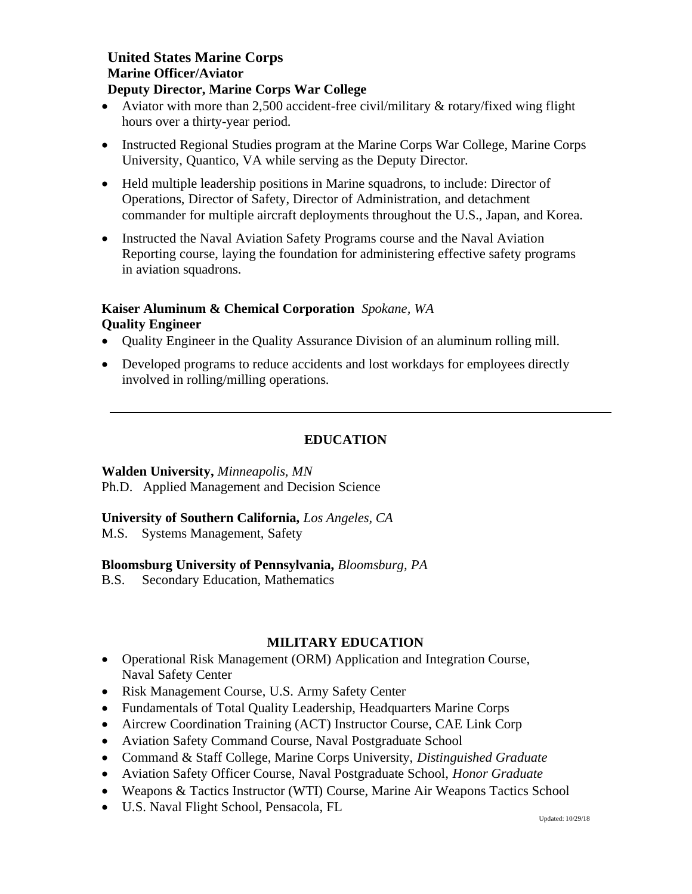**United States Marine Corps**
**Marine Officer/Aviator**
**Deputy Director, Marine Corps War College**

- Aviator with more than 2,500 accident-free civil/military & rotary/fixed wing flight hours over a thirty-year period.
- Instructed Regional Studies program at the Marine Corps War College, Marine Corps University, Quantico, VA while serving as the Deputy Director.
- Held multiple leadership positions in Marine squadrons, to include: Director of Operations, Director of Safety, Director of Administration, and detachment commander for multiple aircraft deployments throughout the U.S., Japan, and Korea.
- Instructed the Naval Aviation Safety Programs course and the Naval Aviation Reporting course, laying the foundation for administering effective safety programs in aviation squadrons.

**Kaiser Aluminum & Chemical Corporation** *Spokane, WA*
**Quality Engineer**

- Quality Engineer in the Quality Assurance Division of an aluminum rolling mill.
- Developed programs to reduce accidents and lost workdays for employees directly involved in rolling/milling operations.

---

## EDUCATION

**Walden University,** *Minneapolis, MN*
Ph.D. Applied Management and Decision Science

**University of Southern California,** *Los Angeles, CA*
M.S. Systems Management, Safety

**Bloomsburg University of Pennsylvania,** *Bloomsburg, PA*
B.S. Secondary Education, Mathematics

## MILITARY EDUCATION

- Operational Risk Management (ORM) Application and Integration Course, Naval Safety Center
- Risk Management Course, U.S. Army Safety Center
- Fundamentals of Total Quality Leadership, Headquarters Marine Corps
- Aircrew Coordination Training (ACT) Instructor Course, CAE Link Corp
- Aviation Safety Command Course, Naval Postgraduate School
- Command & Staff College, Marine Corps University, *Distinguished Graduate*
- Aviation Safety Officer Course, Naval Postgraduate School, *Honor Graduate*
- Weapons & Tactics Instructor (WTI) Course, Marine Air Weapons Tactics School
- U.S. Naval Flight School, Pensacola, FL

Updated: 10/29/18